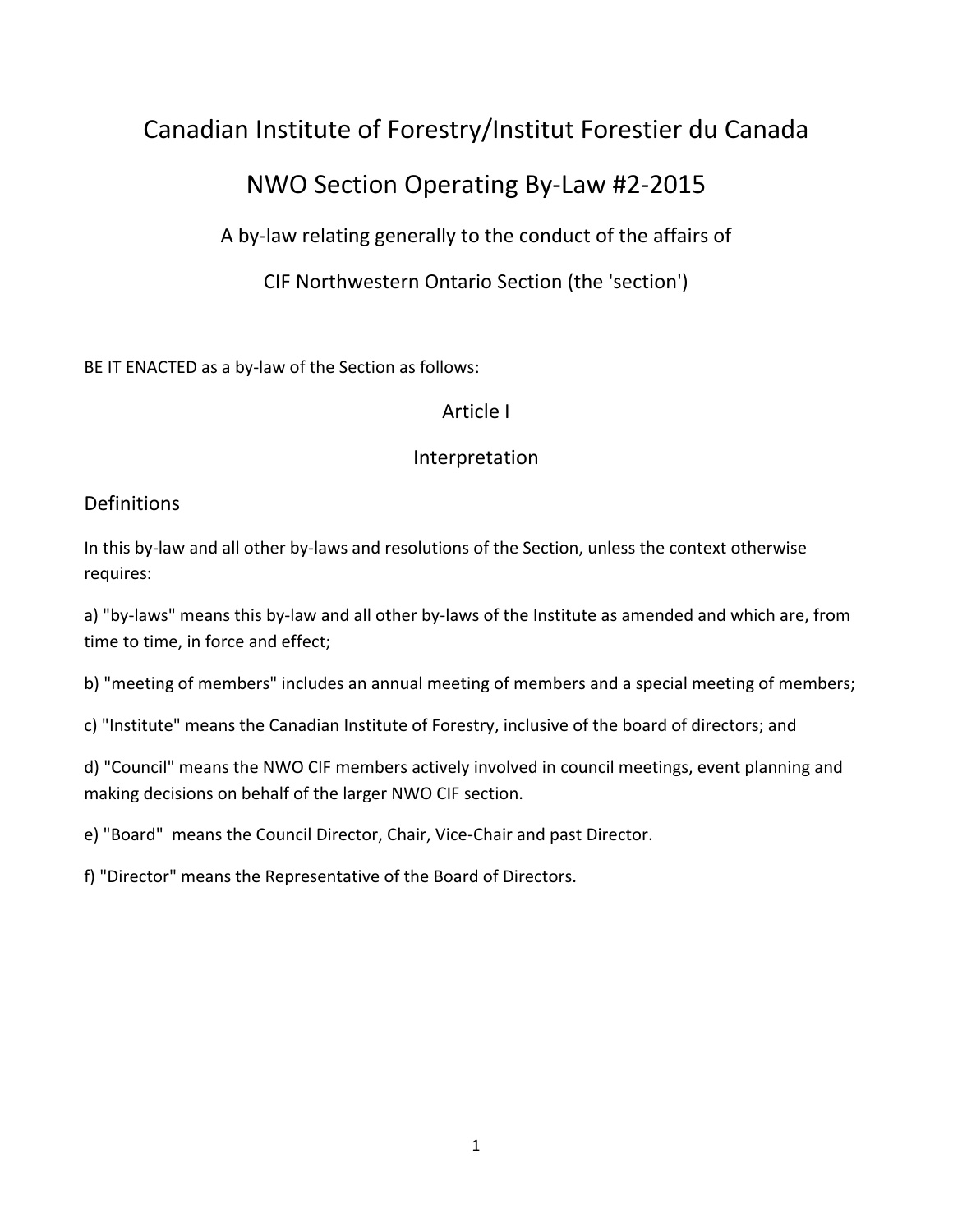# Canadian Institute of Forestry/Institut Forestier du Canada

# NWO Section Operating By-Law #2-2015

A by-law relating generally to the conduct of the affairs of

CIF Northwestern Ontario Section (the 'section')

BE IT ENACTED as a by-law of the Section as follows:

## Article I

## Interpretation

### Definitions

In this by-law and all other by-laws and resolutions of the Section, unless the context otherwise requires:

a) "by-laws" means this by-law and all other by-laws of the Institute as amended and which are, from time to time, in force and effect;

b) "meeting of members" includes an annual meeting of members and a special meeting of members;

c) "Institute" means the Canadian Institute of Forestry, inclusive of the board of directors; and

d) "Council" means the NWO CIF members actively involved in council meetings, event planning and making decisions on behalf of the larger NWO CIF section.

e) "Board" means the Council Director, Chair, Vice-Chair and past Director.

f) "Director" means the Representative of the Board of Directors.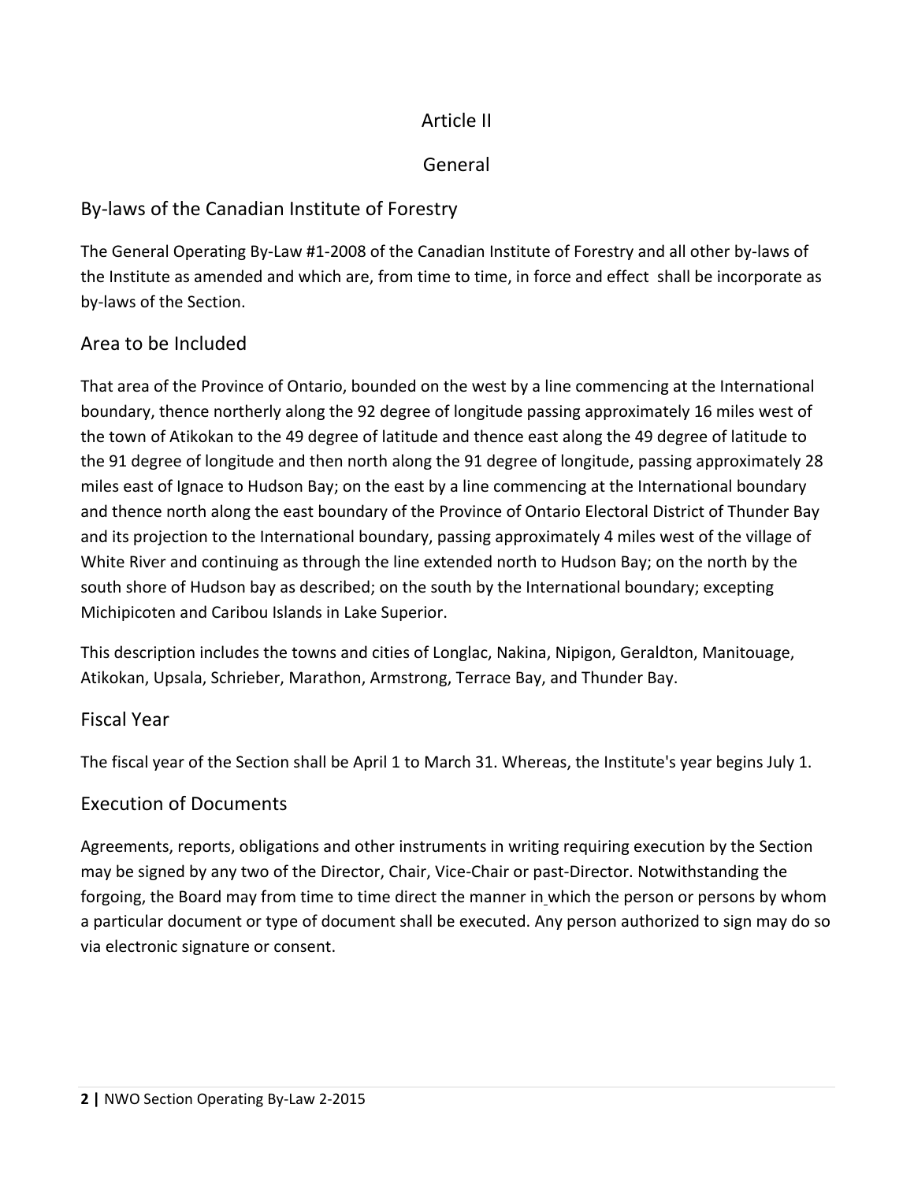# Article II

# General

## By-laws of the Canadian Institute of Forestry

The General Operating By-Law #1-2008 of the Canadian Institute of Forestry and all other by-laws of the Institute as amended and which are, from time to time, in force and effect  shall be incorporate as by-laws of the Section.

## Area to be Included

That area of the Province of Ontario, bounded on the west by a line commencing at the International boundary, thence northerly along the 92 degree of longitude passing approximately 16 miles west of the town of Atikokan to the 49 degree of latitude and thence east along the 49 degree of latitude to the 91 degree of longitude and then north along the 91 degree of longitude, passing approximately 28 miles east of Ignace to Hudson Bay; on the east by a line commencing at the International boundary and thence north along the east boundary of the Province of Ontario Electoral District of Thunder Bay and its projection to the International boundary, passing approximately 4 miles west of the village of White River and continuing as through the line extended north to Hudson Bay; on the north by the south shore of Hudson bay as described; on the south by the International boundary; excepting Michipicoten and Caribou Islands in Lake Superior.

This description includes the towns and cities of Longlac, Nakina, Nipigon, Geraldton, Manitouage, Atikokan, Upsala, Schrieber, Marathon, Armstrong, Terrace Bay, and Thunder Bay.

## Fiscal Year

The fiscal year of the Section shall be April 1 to March 31. Whereas, the Institute's year begins July 1.

## Execution of Documents

Agreements, reports, obligations and other instruments in writing requiring execution by the Section may be signed by any two of the Director, Chair, Vice-Chair or past-Director. Notwithstanding the forgoing, the Board may from time to time direct the manner in which the person or persons by whom a particular document or type of document shall be executed. Any person authorized to sign may do so via electronic signature or consent.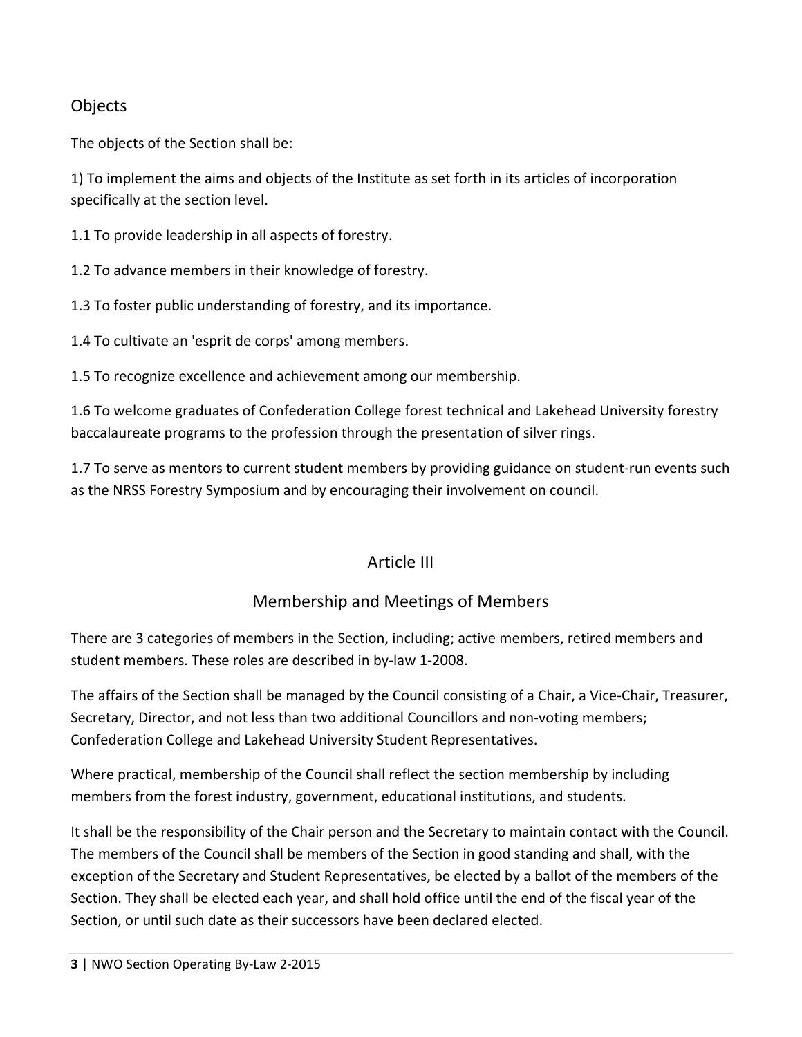## Objects

The objects of the Section shall be:

1) To implement the aims and objects of the Institute as set forth in its articles of incorporation specifically at the section level.

1.1 To provide leadership in all aspects of forestry.

1.2 To advance members in their knowledge of forestry.

1.3 To foster public understanding of forestry, and its importance.

1.4 To cultivate an 'esprit de corps' among members.

1.5 To recognize excellence and achievement among our membership.

1.6 To welcome graduates of Confederation College forest technical and Lakehead University forestry baccalaureate programs to the profession through the presentation of silver rings.

1.7 To serve as mentors to current student members by providing guidance on student-run events such as the NRSS Forestry Symposium and by encouraging their involvement on council.

## Article III

## Membership and Meetings of Members

There are 3 categories of members in the Section, including; active members, retired members and student members. These roles are described in by-law 1-2008.

The affairs of the Section shall be managed by the Council consisting of a Chair, a Vice-Chair, Treasurer, Secretary, Director, and not less than two additional Councillors and non-voting members; Confederation College and Lakehead University Student Representatives.

Where practical, membership of the Council shall reflect the section membership by including members from the forest industry, government, educational institutions, and students.

It shall be the responsibility of the Chair person and the Secretary to maintain contact with the Council. The members of the Council shall be members of the Section in good standing and shall, with the exception of the Secretary and Student Representatives, be elected by a ballot of the members of the Section. They shall be elected each year, and shall hold office until the end of the fiscal year of the Section, or until such date as their successors have been declared elected.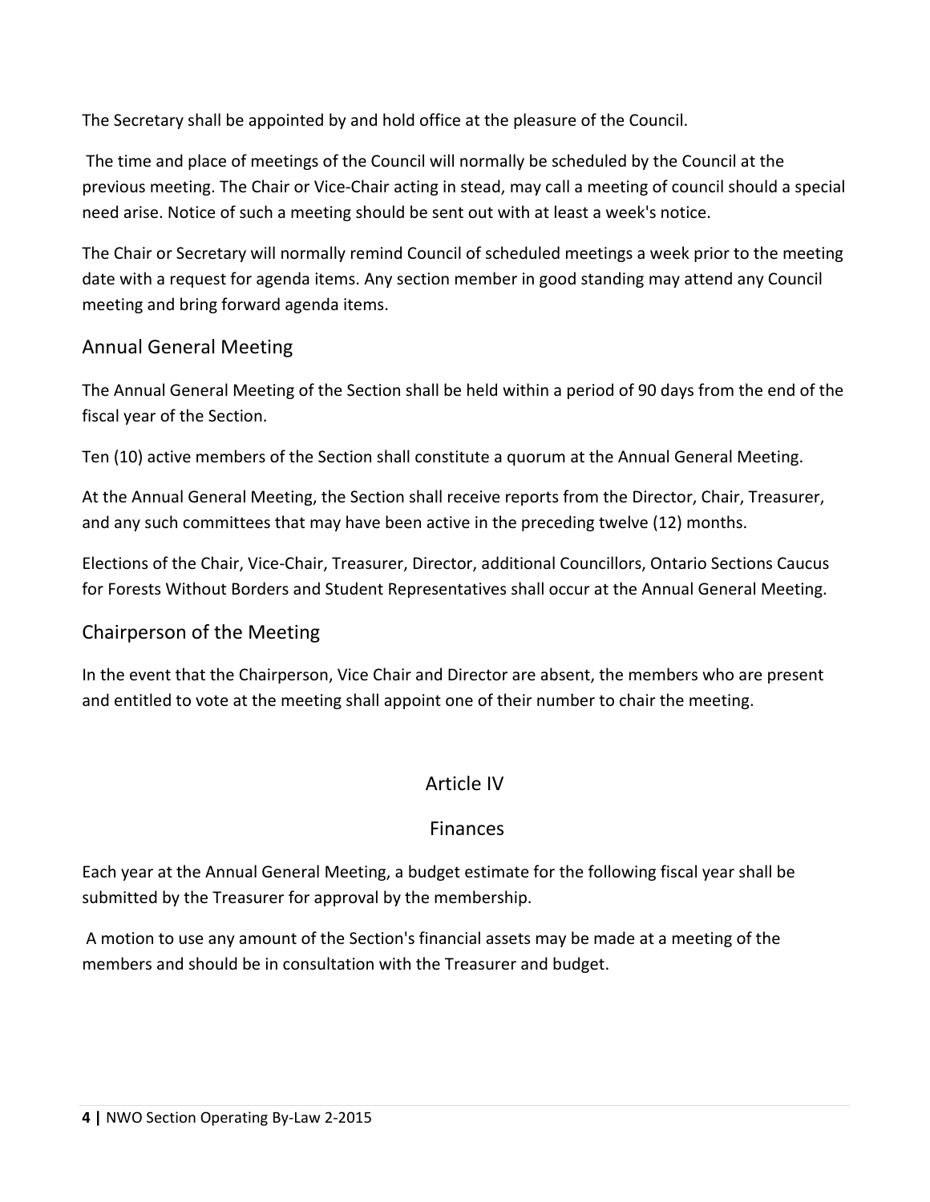The Secretary shall be appointed by and hold office at the pleasure of the Council.

The time and place of meetings of the Council will normally be scheduled by the Council at the previous meeting. The Chair or Vice-Chair acting in stead, may call a meeting of council should a special need arise. Notice of such a meeting should be sent out with at least a week's notice.

The Chair or Secretary will normally remind Council of scheduled meetings a week prior to the meeting date with a request for agenda items. Any section member in good standing may attend any Council meeting and bring forward agenda items.

## Annual General Meeting

The Annual General Meeting of the Section shall be held within a period of 90 days from the end of the fiscal year of the Section.

Ten (10) active members of the Section shall constitute a quorum at the Annual General Meeting.

At the Annual General Meeting, the Section shall receive reports from the Director, Chair, Treasurer, and any such committees that may have been active in the preceding twelve (12) months.

Elections of the Chair, Vice-Chair, Treasurer, Director, additional Councillors, Ontario Sections Caucus for Forests Without Borders and Student Representatives shall occur at the Annual General Meeting.

## Chairperson of the Meeting

In the event that the Chairperson, Vice Chair and Director are absent, the members who are present and entitled to vote at the meeting shall appoint one of their number to chair the meeting.

# Article IV

# Finances

Each year at the Annual General Meeting, a budget estimate for the following fiscal year shall be submitted by the Treasurer for approval by the membership.

A motion to use any amount of the Section's financial assets may be made at a meeting of the members and should be in consultation with the Treasurer and budget.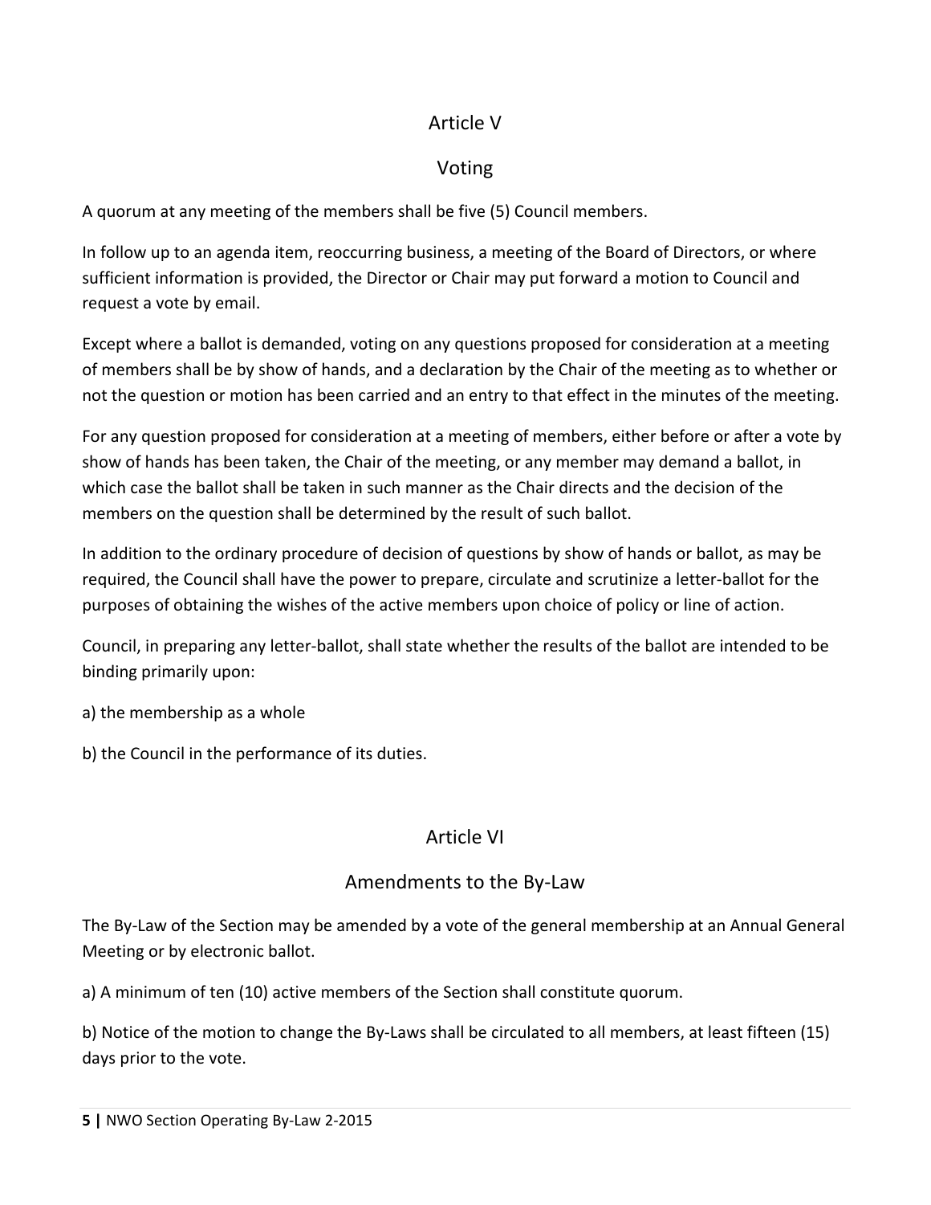## Article V

## Voting

A quorum at any meeting of the members shall be five (5) Council members.

In follow up to an agenda item, reoccurring business, a meeting of the Board of Directors, or where sufficient information is provided, the Director or Chair may put forward a motion to Council and request a vote by email.

Except where a ballot is demanded, voting on any questions proposed for consideration at a meeting of members shall be by show of hands, and a declaration by the Chair of the meeting as to whether or not the question or motion has been carried and an entry to that effect in the minutes of the meeting.

For any question proposed for consideration at a meeting of members, either before or after a vote by show of hands has been taken, the Chair of the meeting, or any member may demand a ballot, in which case the ballot shall be taken in such manner as the Chair directs and the decision of the members on the question shall be determined by the result of such ballot.

In addition to the ordinary procedure of decision of questions by show of hands or ballot, as may be required, the Council shall have the power to prepare, circulate and scrutinize a letter-ballot for the purposes of obtaining the wishes of the active members upon choice of policy or line of action.

Council, in preparing any letter-ballot, shall state whether the results of the ballot are intended to be binding primarily upon:

a) the membership as a whole

b) the Council in the performance of its duties.

## Article VI

## Amendments to the By-Law

The By-Law of the Section may be amended by a vote of the general membership at an Annual General Meeting or by electronic ballot.

a) A minimum of ten (10) active members of the Section shall constitute quorum.

b) Notice of the motion to change the By-Laws shall be circulated to all members, at least fifteen (15) days prior to the vote.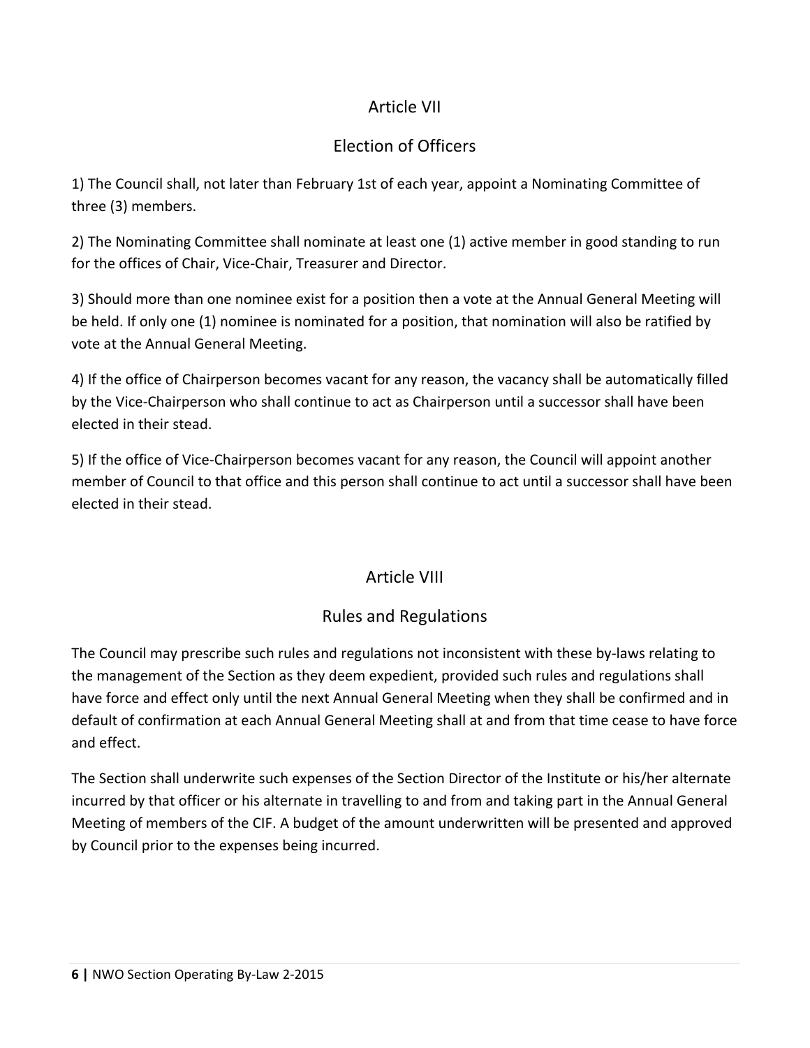## Article VII

## Election of Officers

1) The Council shall, not later than February 1st of each year, appoint a Nominating Committee of three (3) members.

2) The Nominating Committee shall nominate at least one (1) active member in good standing to run for the offices of Chair, Vice-Chair, Treasurer and Director.

3) Should more than one nominee exist for a position then a vote at the Annual General Meeting will be held. If only one (1) nominee is nominated for a position, that nomination will also be ratified by vote at the Annual General Meeting.

4) If the office of Chairperson becomes vacant for any reason, the vacancy shall be automatically filled by the Vice-Chairperson who shall continue to act as Chairperson until a successor shall have been elected in their stead.

5) If the office of Vice-Chairperson becomes vacant for any reason, the Council will appoint another member of Council to that office and this person shall continue to act until a successor shall have been elected in their stead.

## Article VIII

## Rules and Regulations

The Council may prescribe such rules and regulations not inconsistent with these by-laws relating to the management of the Section as they deem expedient, provided such rules and regulations shall have force and effect only until the next Annual General Meeting when they shall be confirmed and in default of confirmation at each Annual General Meeting shall at and from that time cease to have force and effect.

The Section shall underwrite such expenses of the Section Director of the Institute or his/her alternate incurred by that officer or his alternate in travelling to and from and taking part in the Annual General Meeting of members of the CIF. A budget of the amount underwritten will be presented and approved by Council prior to the expenses being incurred.